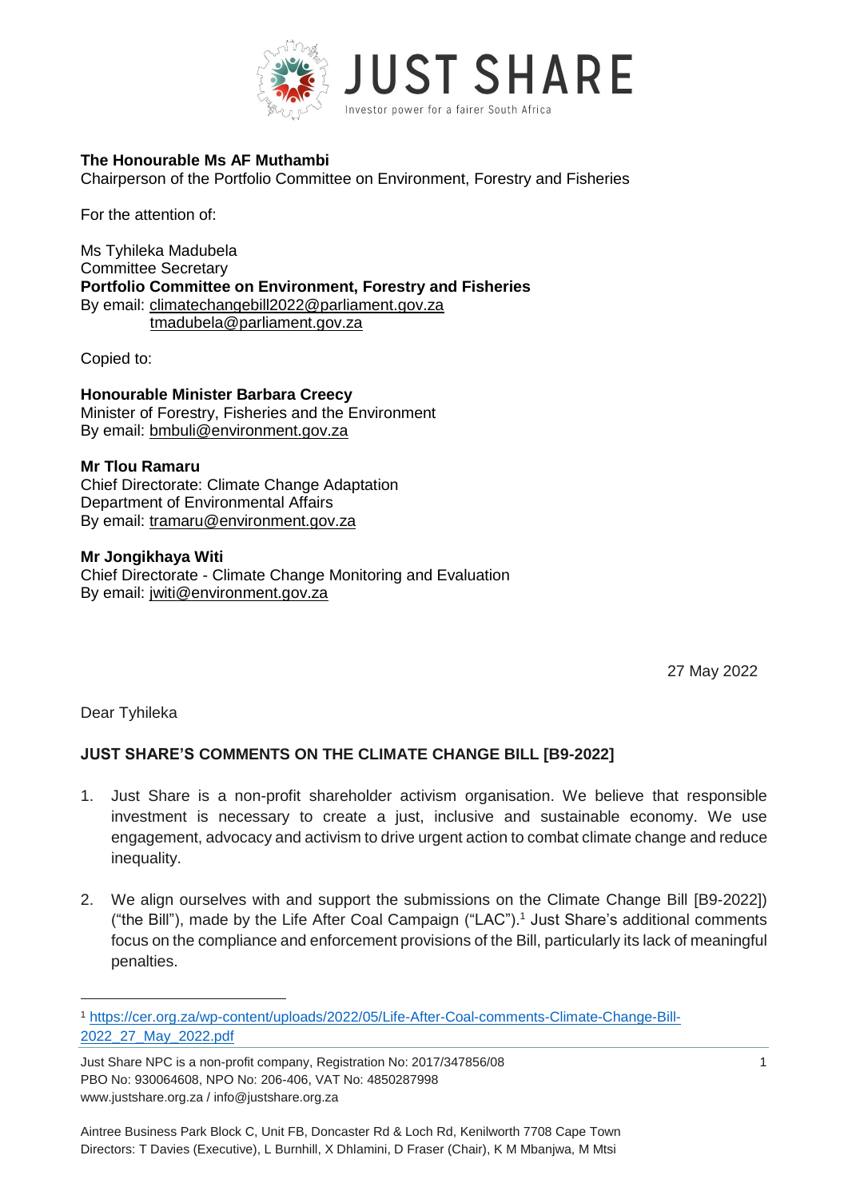JUST SHARE

Investor power for a fairer South Africa

**The Honourable Ms AF Muthambi**
Chairperson of the Portfolio Committee on Environment, Forestry and Fisheries

For the attention of:

Ms Tyhileka Madubela
Committee Secretary
**Portfolio Committee on Environment, Forestry and Fisheries**
By email: climatechangebill2022@parliament.gov.za
tmadubela@parliament.gov.za

Copied to:

**Honourable Minister Barbara Creecy**
Minister of Forestry, Fisheries and the Environment
By email: bmbuli@environment.gov.za

**Mr Tlou Ramaru**
Chief Directorate: Climate Change Adaptation
Department of Environmental Affairs
By email: tramaru@environment.gov.za

**Mr Jongikhaya Witi**
Chief Directorate - Climate Change Monitoring and Evaluation
By email: jwiti@environment.gov.za

27 May 2022

Dear Tyhileka

**JUST SHARE'S COMMENTS ON THE CLIMATE CHANGE BILL [B9-2022]**

1. Just Share is a non-profit shareholder activism organisation. We believe that responsible investment is necessary to create a just, inclusive and sustainable economy. We use engagement, advocacy and activism to drive urgent action to combat climate change and reduce inequality.

2. We align ourselves with and support the submissions on the Climate Change Bill [B9-2022]) ("the Bill"), made by the Life After Coal Campaign ("LAC").[1] Just Share's additional comments focus on the compliance and enforcement provisions of the Bill, particularly its lack of meaningful penalties.

[1] https://cer.org.za/wp-content/uploads/2022/05/Life-After-Coal-comments-Climate-Change-Bill-2022_27_May_2022.pdf

Just Share NPC is a non-profit company, Registration No: 2017/347856/08
PBO No: 930064608, NPO No: 206-406, VAT No: 4850287998
www.justshare.org.za / info@justshare.org.za

Aintree Business Park Block C, Unit FB, Doncaster Rd & Loch Rd, Kenilworth 7708 Cape Town
Directors: T Davies (Executive), L Burnhill, X Dhlamini, D Fraser (Chair), K M Mbanjwa, M Mtsi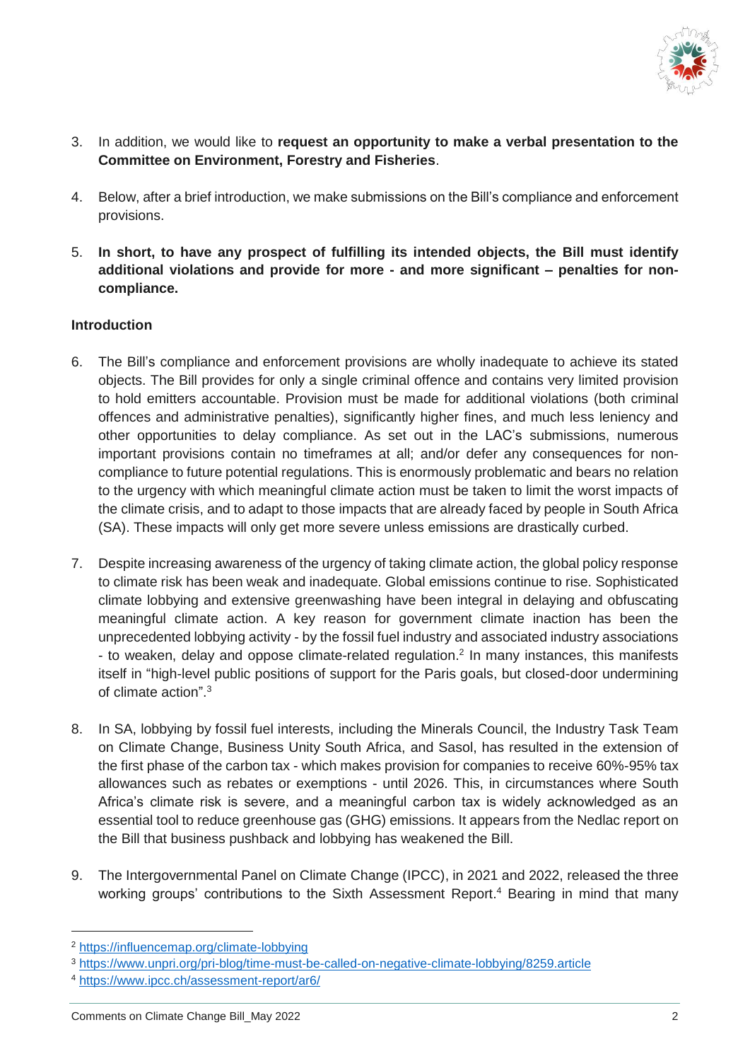3. In addition, we would like to **request an opportunity to make a verbal presentation to the Committee on Environment, Forestry and Fisheries**.

4. Below, after a brief introduction, we make submissions on the Bill's compliance and enforcement provisions.

5. **In short, to have any prospect of fulfilling its intended objects, the Bill must identify additional violations and provide for more - and more significant – penalties for non-compliance.**

**Introduction**

6. The Bill's compliance and enforcement provisions are wholly inadequate to achieve its stated objects. The Bill provides for only a single criminal offence and contains very limited provision to hold emitters accountable. Provision must be made for additional violations (both criminal offences and administrative penalties), significantly higher fines, and much less leniency and other opportunities to delay compliance. As set out in the LAC's submissions, numerous important provisions contain no timeframes at all; and/or defer any consequences for non-compliance to future potential regulations. This is enormously problematic and bears no relation to the urgency with which meaningful climate action must be taken to limit the worst impacts of the climate crisis, and to adapt to those impacts that are already faced by people in South Africa (SA). These impacts will only get more severe unless emissions are drastically curbed.

7. Despite increasing awareness of the urgency of taking climate action, the global policy response to climate risk has been weak and inadequate. Global emissions continue to rise. Sophisticated climate lobbying and extensive greenwashing have been integral in delaying and obfuscating meaningful climate action. A key reason for government climate inaction has been the unprecedented lobbying activity - by the fossil fuel industry and associated industry associations - to weaken, delay and oppose climate-related regulation.[2] In many instances, this manifests itself in "high-level public positions of support for the Paris goals, but closed-door undermining of climate action".[3]

8. In SA, lobbying by fossil fuel interests, including the Minerals Council, the Industry Task Team on Climate Change, Business Unity South Africa, and Sasol, has resulted in the extension of the first phase of the carbon tax - which makes provision for companies to receive 60%-95% tax allowances such as rebates or exemptions - until 2026. This, in circumstances where South Africa's climate risk is severe, and a meaningful carbon tax is widely acknowledged as an essential tool to reduce greenhouse gas (GHG) emissions. It appears from the Nedlac report on the Bill that business pushback and lobbying has weakened the Bill.

9. The Intergovernmental Panel on Climate Change (IPCC), in 2021 and 2022, released the three working groups' contributions to the Sixth Assessment Report.[4] Bearing in mind that many

---

[2] https://influencemap.org/climate-lobbying

[3] https://www.unpri.org/pri-blog/time-must-be-called-on-negative-climate-lobbying/8259.article

[4] https://www.ipcc.ch/assessment-report/ar6/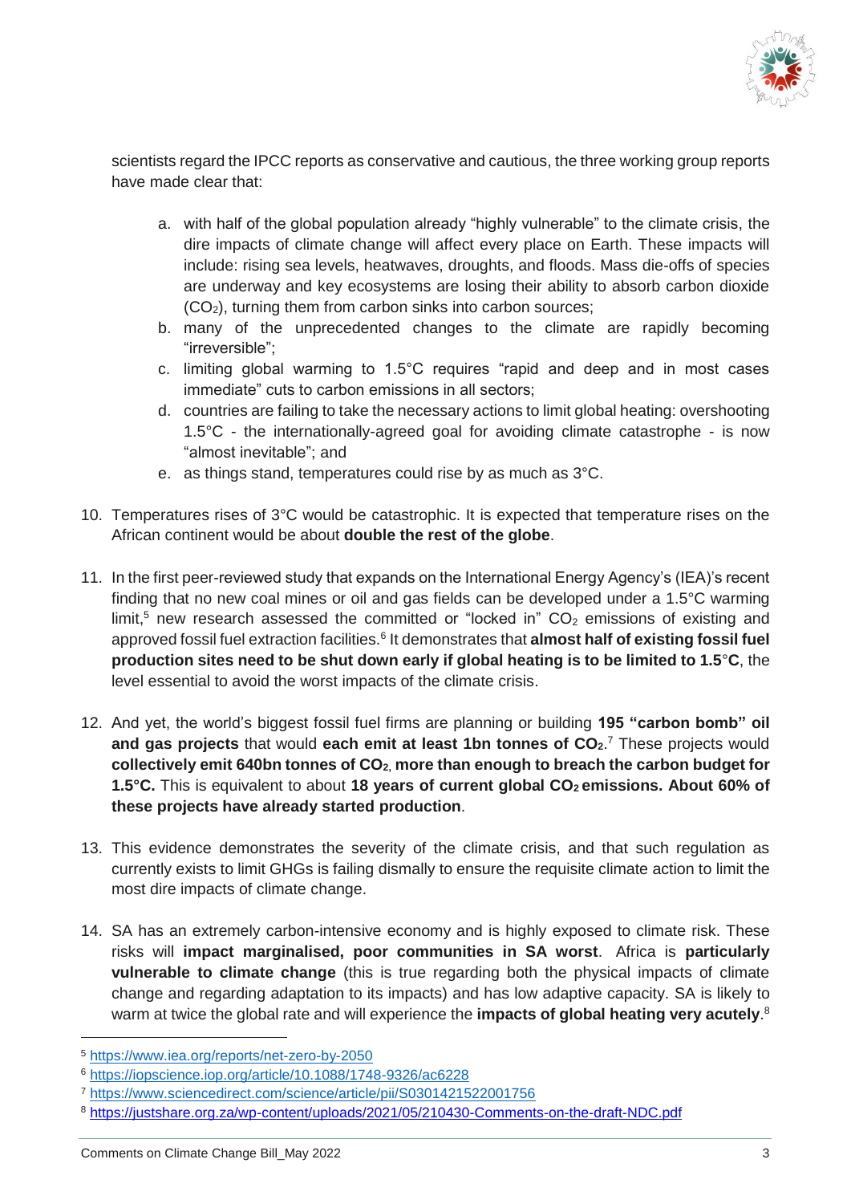scientists regard the IPCC reports as conservative and cautious, the three working group reports have made clear that:

a. with half of the global population already "highly vulnerable" to the climate crisis, the dire impacts of climate change will affect every place on Earth. These impacts will include: rising sea levels, heatwaves, droughts, and floods. Mass die-offs of species are underway and key ecosystems are losing their ability to absorb carbon dioxide ($CO_2$), turning them from carbon sinks into carbon sources;
b. many of the unprecedented changes to the climate are rapidly becoming "irreversible";
c. limiting global warming to 1.5°C requires "rapid and deep and in most cases immediate" cuts to carbon emissions in all sectors;
d. countries are failing to take the necessary actions to limit global heating: overshooting 1.5°C - the internationally-agreed goal for avoiding climate catastrophe - is now "almost inevitable"; and
e. as things stand, temperatures could rise by as much as 3°C.

10. Temperatures rises of 3°C would be catastrophic. It is expected that temperature rises on the African continent would be about **double the rest of the globe**.

11. In the first peer-reviewed study that expands on the International Energy Agency's (IEA)'s recent finding that no new coal mines or oil and gas fields can be developed under a 1.5°C warming limit,[5] new research assessed the committed or "locked in" $CO_2$ emissions of existing and approved fossil fuel extraction facilities.[6] It demonstrates that **almost half of existing fossil fuel production sites need to be shut down early if global heating is to be limited to 1.5°C**, the level essential to avoid the worst impacts of the climate crisis.

12. And yet, the world's biggest fossil fuel firms are planning or building **195 "carbon bomb" oil and gas projects** that would **each emit at least 1bn tonnes of $CO_2$**.[7] These projects would **collectively emit 640bn tonnes of $CO_2$, more than enough to breach the carbon budget for 1.5°C.** This is equivalent to about **18 years of current global $CO_2$ emissions. About 60% of these projects have already started production**.

13. This evidence demonstrates the severity of the climate crisis, and that such regulation as currently exists to limit GHGs is failing dismally to ensure the requisite climate action to limit the most dire impacts of climate change.

14. SA has an extremely carbon-intensive economy and is highly exposed to climate risk. These risks will **impact marginalised, poor communities in SA worst**. Africa is **particularly vulnerable to climate change** (this is true regarding both the physical impacts of climate change and regarding adaptation to its impacts) and has low adaptive capacity. SA is likely to warm at twice the global rate and will experience the **impacts of global heating very acutely**.[8]

---

[5] https://www.iea.org/reports/net-zero-by-2050

[6] https://iopscience.iop.org/article/10.1088/1748-9326/ac6228

[7] https://www.sciencedirect.com/science/article/pii/S0301421522001756

[8] https://justshare.org.za/wp-content/uploads/2021/05/210430-Comments-on-the-draft-NDC.pdf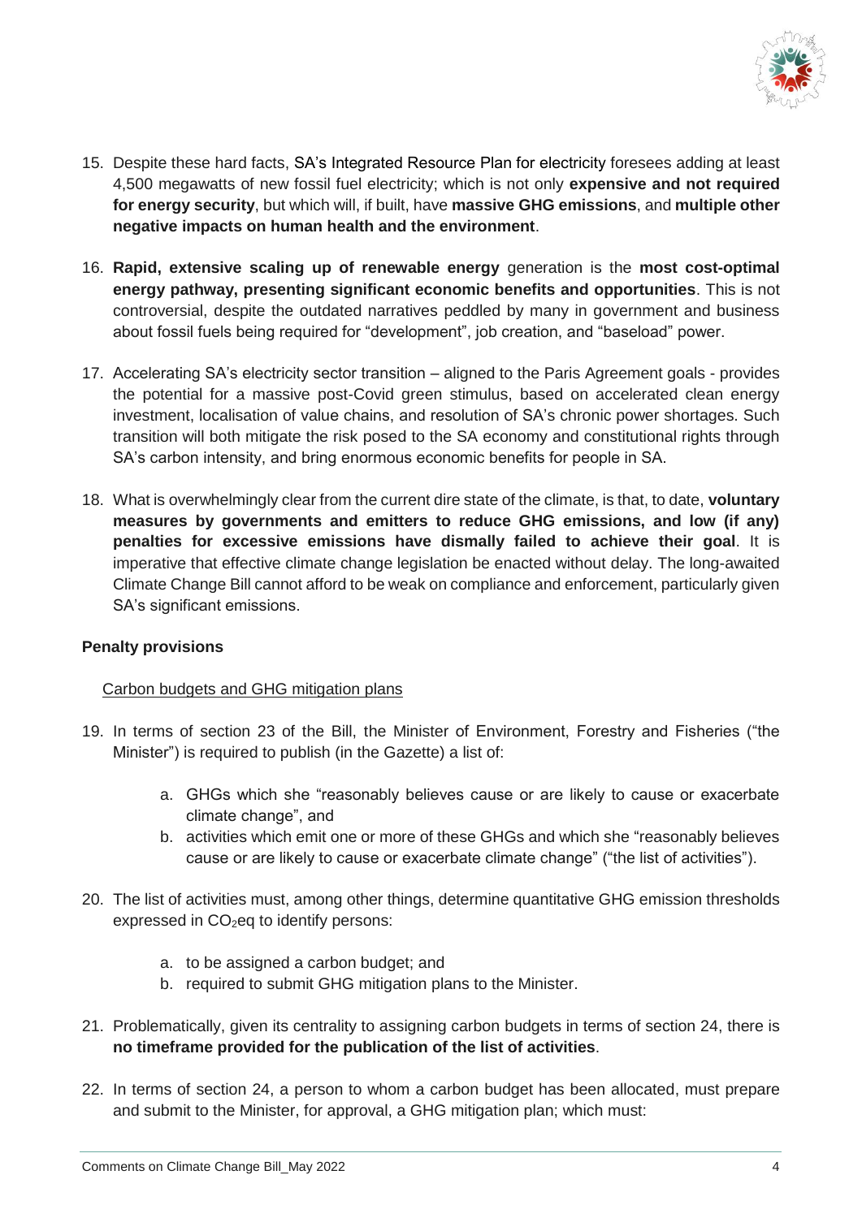15. Despite these hard facts, SA's Integrated Resource Plan for electricity foresees adding at least 4,500 megawatts of new fossil fuel electricity; which is not only **expensive and not required for energy security**, but which will, if built, have **massive GHG emissions**, and **multiple other negative impacts on human health and the environment**.

16. **Rapid, extensive scaling up of renewable energy** generation is the **most cost-optimal energy pathway, presenting significant economic benefits and opportunities**. This is not controversial, despite the outdated narratives peddled by many in government and business about fossil fuels being required for "development", job creation, and "baseload" power.

17. Accelerating SA's electricity sector transition – aligned to the Paris Agreement goals - provides the potential for a massive post-Covid green stimulus, based on accelerated clean energy investment, localisation of value chains, and resolution of SA's chronic power shortages. Such transition will both mitigate the risk posed to the SA economy and constitutional rights through SA's carbon intensity, and bring enormous economic benefits for people in SA.

18. What is overwhelmingly clear from the current dire state of the climate, is that, to date, **voluntary measures by governments and emitters to reduce GHG emissions, and low (if any) penalties for excessive emissions have dismally failed to achieve their goal**. It is imperative that effective climate change legislation be enacted without delay. The long-awaited Climate Change Bill cannot afford to be weak on compliance and enforcement, particularly given SA's significant emissions.

**Penalty provisions**

Carbon budgets and GHG mitigation plans

19. In terms of section 23 of the Bill, the Minister of Environment, Forestry and Fisheries ("the Minister") is required to publish (in the Gazette) a list of:
    a. GHGs which she "reasonably believes cause or are likely to cause or exacerbate climate change", and
    b. activities which emit one or more of these GHGs and which she "reasonably believes cause or are likely to cause or exacerbate climate change" ("the list of activities").

20. The list of activities must, among other things, determine quantitative GHG emission thresholds expressed in $CO_2$eq to identify persons:
    a. to be assigned a carbon budget; and
    b. required to submit GHG mitigation plans to the Minister.

21. Problematically, given its centrality to assigning carbon budgets in terms of section 24, there is **no timeframe provided for the publication of the list of activities**.

22. In terms of section 24, a person to whom a carbon budget has been allocated, must prepare and submit to the Minister, for approval, a GHG mitigation plan; which must: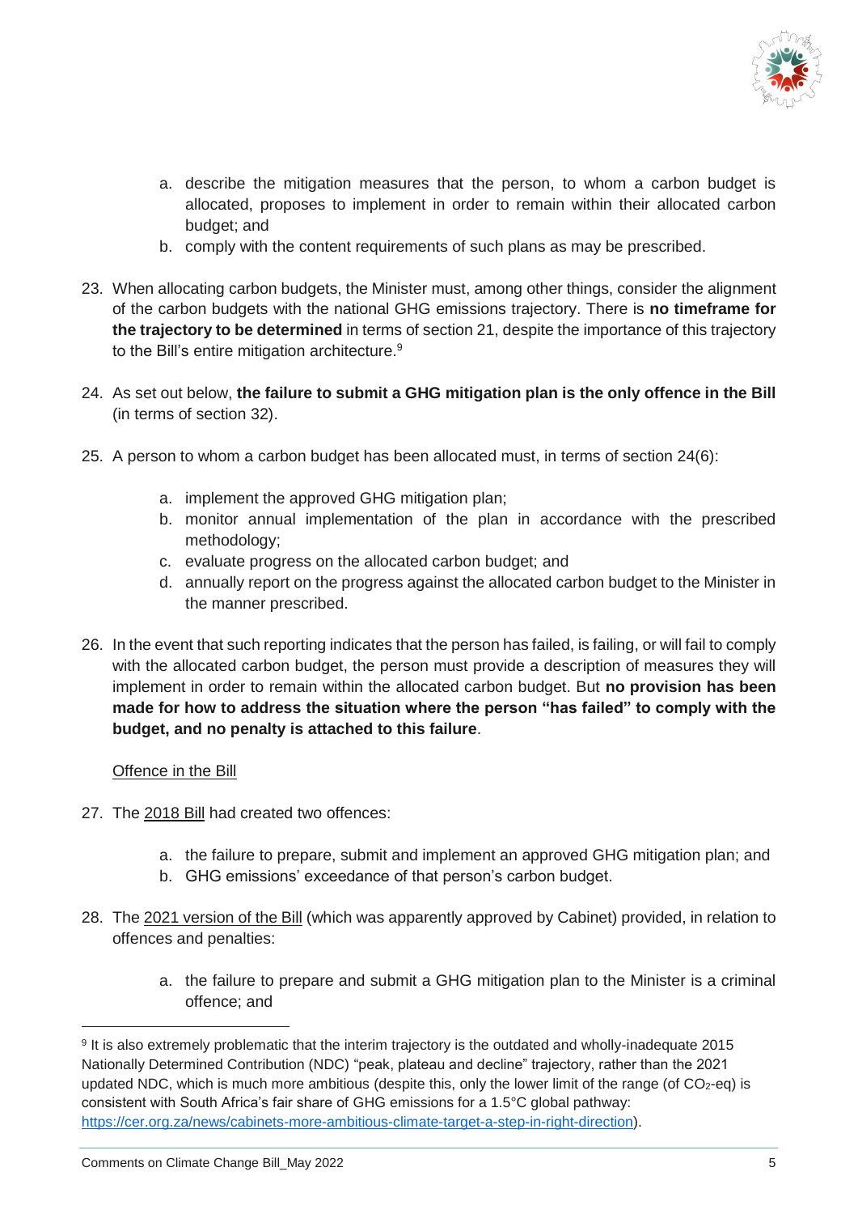a. describe the mitigation measures that the person, to whom a carbon budget is allocated, proposes to implement in order to remain within their allocated carbon budget; and
b. comply with the content requirements of such plans as may be prescribed.

23. When allocating carbon budgets, the Minister must, among other things, consider the alignment of the carbon budgets with the national GHG emissions trajectory. There is **no timeframe for the trajectory to be determined** in terms of section 21, despite the importance of this trajectory to the Bill's entire mitigation architecture.[9]

24. As set out below, **the failure to submit a GHG mitigation plan is the only offence in the Bill** (in terms of section 32).

25. A person to whom a carbon budget has been allocated must, in terms of section 24(6):

    a. implement the approved GHG mitigation plan;
    b. monitor annual implementation of the plan in accordance with the prescribed methodology;
    c. evaluate progress on the allocated carbon budget; and
    d. annually report on the progress against the allocated carbon budget to the Minister in the manner prescribed.

26. In the event that such reporting indicates that the person has failed, is failing, or will fail to comply with the allocated carbon budget, the person must provide a description of measures they will implement in order to remain within the allocated carbon budget. But **no provision has been made for how to address the situation where the person "has failed" to comply with the budget, and no penalty is attached to this failure**.

<u>Offence in the Bill</u>

27. The <u>2018 Bill</u> had created two offences:

    a. the failure to prepare, submit and implement an approved GHG mitigation plan; and
    b. GHG emissions' exceedance of that person's carbon budget.

28. The <u>2021 version of the Bill</u> (which was apparently approved by Cabinet) provided, in relation to offences and penalties:

    a. the failure to prepare and submit a GHG mitigation plan to the Minister is a criminal offence; and

---

[9] It is also extremely problematic that the interim trajectory is the outdated and wholly-inadequate 2015 Nationally Determined Contribution (NDC) "peak, plateau and decline" trajectory, rather than the 2021 updated NDC, which is much more ambitious (despite this, only the lower limit of the range (of $CO_2$-eq) is consistent with South Africa's fair share of GHG emissions for a 1.5°C global pathway: https://cer.org.za/news/cabinets-more-ambitious-climate-target-a-step-in-right-direction).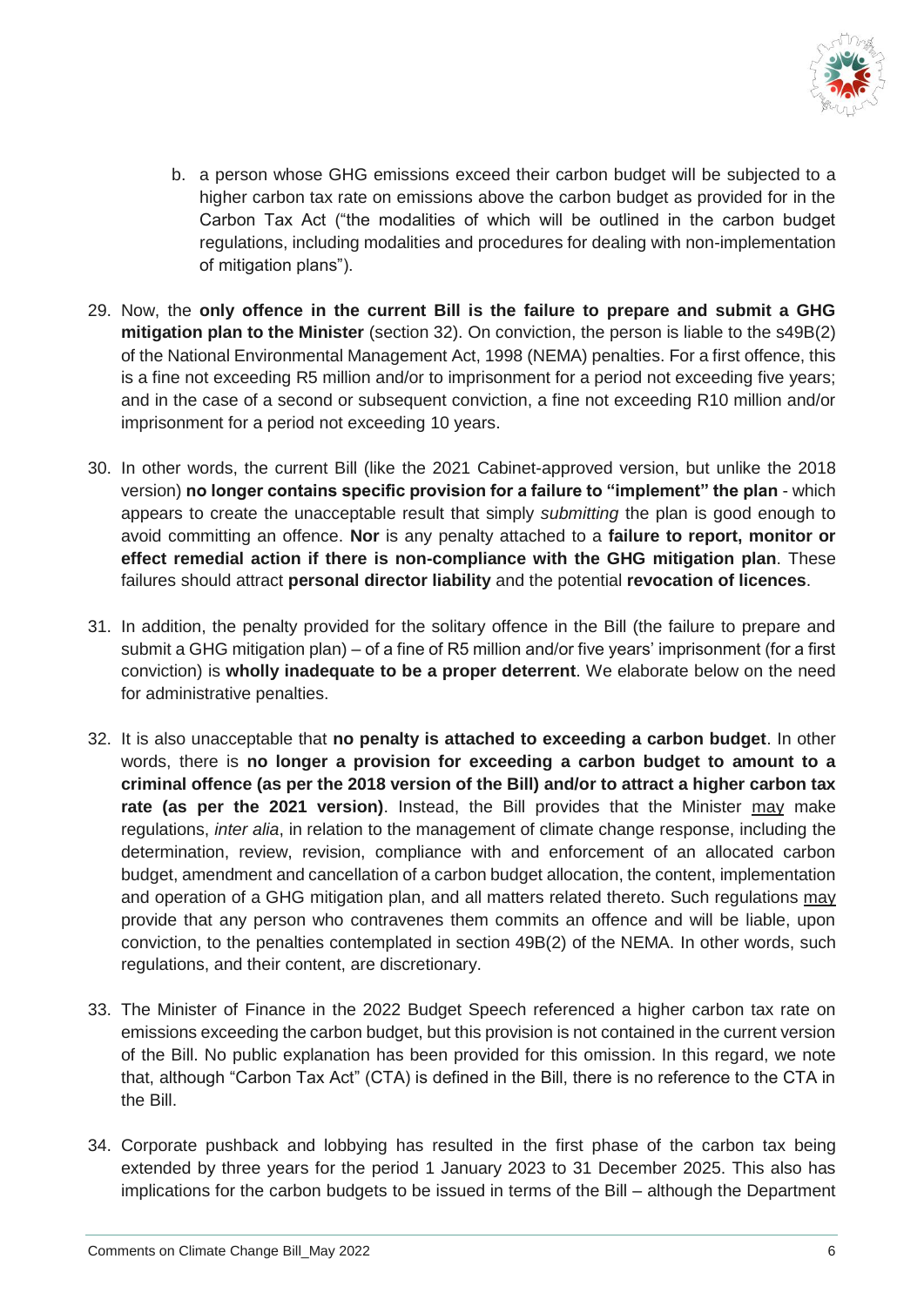b. a person whose GHG emissions exceed their carbon budget will be subjected to a higher carbon tax rate on emissions above the carbon budget as provided for in the Carbon Tax Act ("the modalities of which will be outlined in the carbon budget regulations, including modalities and procedures for dealing with non-implementation of mitigation plans").

29. Now, the **only offence in the current Bill is the failure to prepare and submit a GHG mitigation plan to the Minister** (section 32). On conviction, the person is liable to the s49B(2) of the National Environmental Management Act, 1998 (NEMA) penalties. For a first offence, this is a fine not exceeding R5 million and/or to imprisonment for a period not exceeding five years; and in the case of a second or subsequent conviction, a fine not exceeding R10 million and/or imprisonment for a period not exceeding 10 years.

30. In other words, the current Bill (like the 2021 Cabinet-approved version, but unlike the 2018 version) **no longer contains specific provision for a failure to "implement" the plan** - which appears to create the unacceptable result that simply *submitting* the plan is good enough to avoid committing an offence. **Nor** is any penalty attached to a **failure to report, monitor or effect remedial action if there is non-compliance with the GHG mitigation plan**. These failures should attract **personal director liability** and the potential **revocation of licences**.

31. In addition, the penalty provided for the solitary offence in the Bill (the failure to prepare and submit a GHG mitigation plan) – of a fine of R5 million and/or five years' imprisonment (for a first conviction) is **wholly inadequate to be a proper deterrent**. We elaborate below on the need for administrative penalties.

32. It is also unacceptable that **no penalty is attached to exceeding a carbon budget**. In other words, there is **no longer a provision for exceeding a carbon budget to amount to a criminal offence (as per the 2018 version of the Bill) and/or to attract a higher carbon tax rate (as per the 2021 version)**. Instead, the Bill provides that the Minister <u>may</u> make regulations, *inter alia*, in relation to the management of climate change response, including the determination, review, revision, compliance with and enforcement of an allocated carbon budget, amendment and cancellation of a carbon budget allocation, the content, implementation and operation of a GHG mitigation plan, and all matters related thereto. Such regulations <u>may</u> provide that any person who contravenes them commits an offence and will be liable, upon conviction, to the penalties contemplated in section 49B(2) of the NEMA. In other words, such regulations, and their content, are discretionary.

33. The Minister of Finance in the 2022 Budget Speech referenced a higher carbon tax rate on emissions exceeding the carbon budget, but this provision is not contained in the current version of the Bill. No public explanation has been provided for this omission. In this regard, we note that, although "Carbon Tax Act" (CTA) is defined in the Bill, there is no reference to the CTA in the Bill.

34. Corporate pushback and lobbying has resulted in the first phase of the carbon tax being extended by three years for the period 1 January 2023 to 31 December 2025. This also has implications for the carbon budgets to be issued in terms of the Bill – although the Department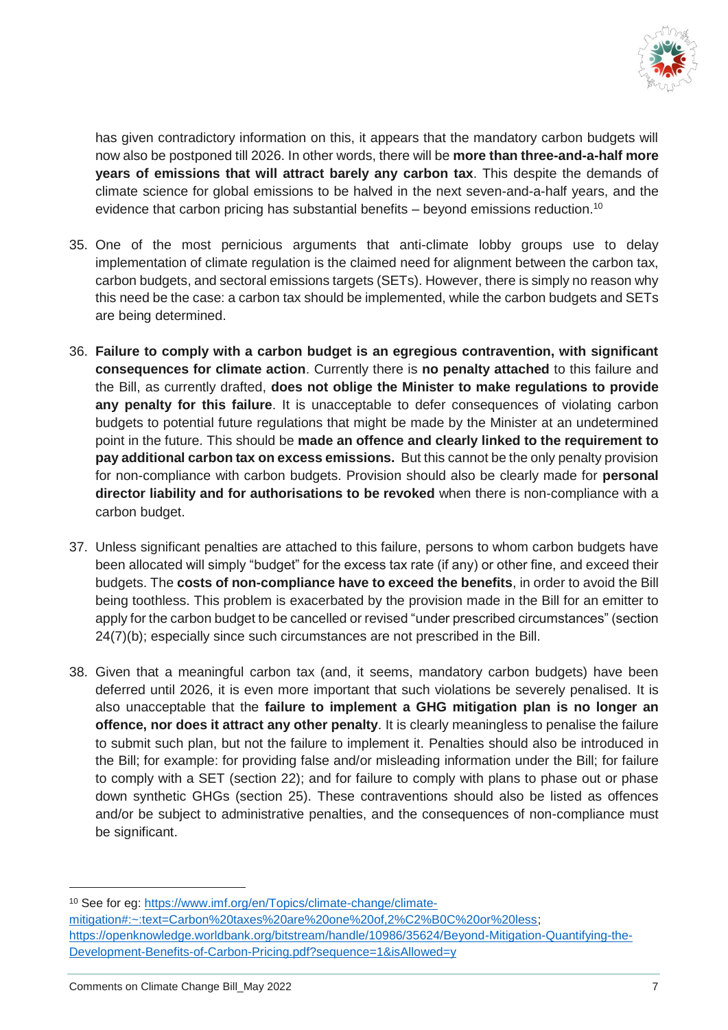has given contradictory information on this, it appears that the mandatory carbon budgets will now also be postponed till 2026. In other words, there will be **more than three-and-a-half more years of emissions that will attract barely any carbon tax**. This despite the demands of climate science for global emissions to be halved in the next seven-and-a-half years, and the evidence that carbon pricing has substantial benefits – beyond emissions reduction.[10]

35. One of the most pernicious arguments that anti-climate lobby groups use to delay implementation of climate regulation is the claimed need for alignment between the carbon tax, carbon budgets, and sectoral emissions targets (SETs). However, there is simply no reason why this need be the case: a carbon tax should be implemented, while the carbon budgets and SETs are being determined.

36. **Failure to comply with a carbon budget is an egregious contravention, with significant consequences for climate action**. Currently there is **no penalty attached** to this failure and the Bill, as currently drafted, **does not oblige the Minister to make regulations to provide any penalty for this failure**. It is unacceptable to defer consequences of violating carbon budgets to potential future regulations that might be made by the Minister at an undetermined point in the future. This should be **made an offence and clearly linked to the requirement to pay additional carbon tax on excess emissions.** But this cannot be the only penalty provision for non-compliance with carbon budgets. Provision should also be clearly made for **personal director liability and for authorisations to be revoked** when there is non-compliance with a carbon budget.

37. Unless significant penalties are attached to this failure, persons to whom carbon budgets have been allocated will simply "budget" for the excess tax rate (if any) or other fine, and exceed their budgets. The **costs of non-compliance have to exceed the benefits**, in order to avoid the Bill being toothless. This problem is exacerbated by the provision made in the Bill for an emitter to apply for the carbon budget to be cancelled or revised "under prescribed circumstances" (section 24(7)(b); especially since such circumstances are not prescribed in the Bill.

38. Given that a meaningful carbon tax (and, it seems, mandatory carbon budgets) have been deferred until 2026, it is even more important that such violations be severely penalised. It is also unacceptable that the **failure to implement a GHG mitigation plan is no longer an offence, nor does it attract any other penalty**. It is clearly meaningless to penalise the failure to submit such plan, but not the failure to implement it. Penalties should also be introduced in the Bill; for example: for providing false and/or misleading information under the Bill; for failure to comply with a SET (section 22); and for failure to comply with plans to phase out or phase down synthetic GHGs (section 25). These contraventions should also be listed as offences and/or be subject to administrative penalties, and the consequences of non-compliance must be significant.

---

[10] See for eg: https://www.imf.org/en/Topics/climate-change/climate-mitigation#:~:text=Carbon%20taxes%20are%20one%20of,2%C2%B0C%20or%20less; https://openknowledge.worldbank.org/bitstream/handle/10986/35624/Beyond-Mitigation-Quantifying-the-Development-Benefits-of-Carbon-Pricing.pdf?sequence=1&isAllowed=y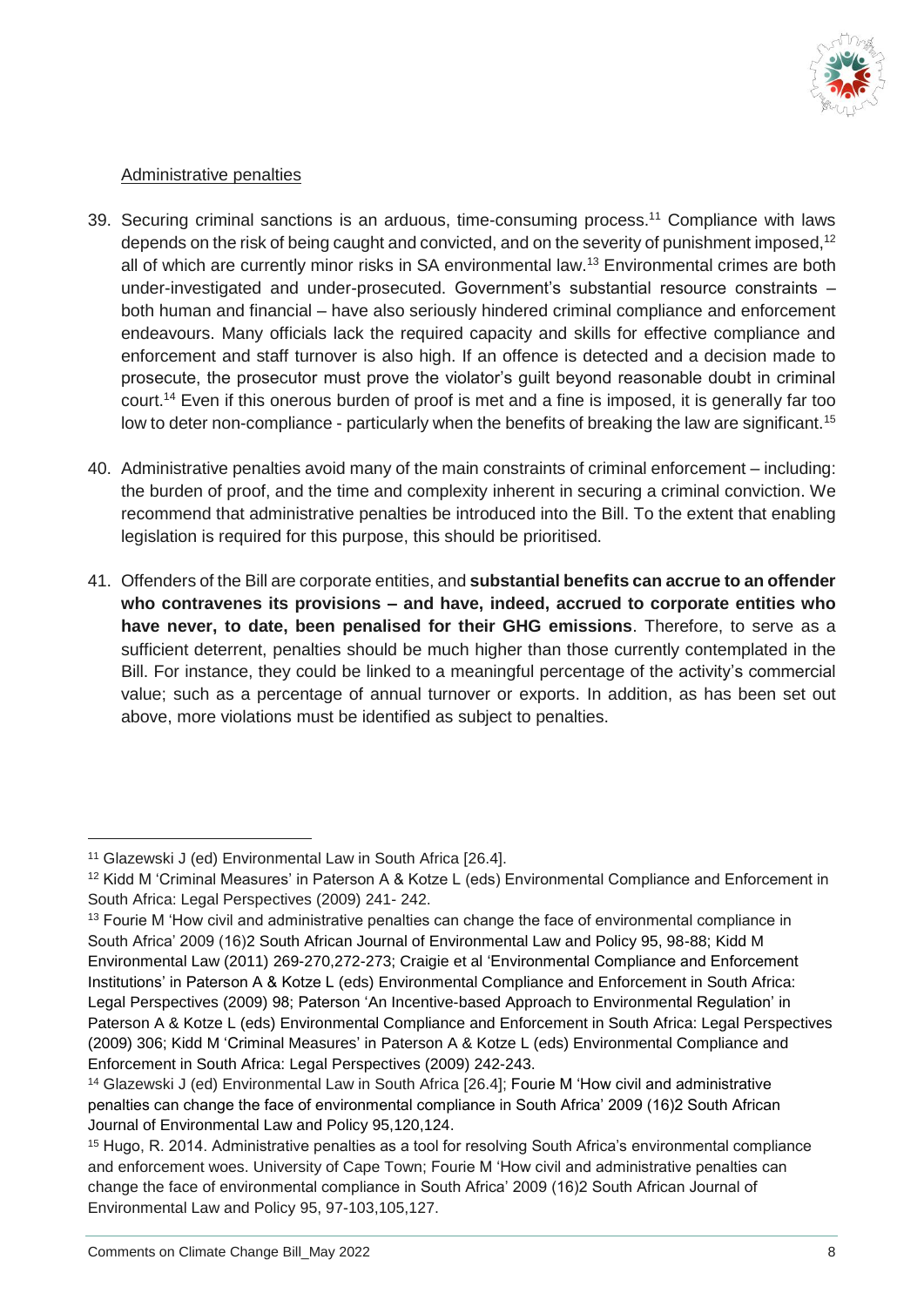Administrative penalties

39. Securing criminal sanctions is an arduous, time-consuming process.[11] Compliance with laws depends on the risk of being caught and convicted, and on the severity of punishment imposed,[12] all of which are currently minor risks in SA environmental law.[13] Environmental crimes are both under-investigated and under-prosecuted. Government's substantial resource constraints – both human and financial – have also seriously hindered criminal compliance and enforcement endeavours. Many officials lack the required capacity and skills for effective compliance and enforcement and staff turnover is also high. If an offence is detected and a decision made to prosecute, the prosecutor must prove the violator's guilt beyond reasonable doubt in criminal court.[14] Even if this onerous burden of proof is met and a fine is imposed, it is generally far too low to deter non-compliance - particularly when the benefits of breaking the law are significant.[15]

40. Administrative penalties avoid many of the main constraints of criminal enforcement – including: the burden of proof, and the time and complexity inherent in securing a criminal conviction. We recommend that administrative penalties be introduced into the Bill. To the extent that enabling legislation is required for this purpose, this should be prioritised.

41. Offenders of the Bill are corporate entities, and **substantial benefits can accrue to an offender who contravenes its provisions – and have, indeed, accrued to corporate entities who have never, to date, been penalised for their GHG emissions**. Therefore, to serve as a sufficient deterrent, penalties should be much higher than those currently contemplated in the Bill. For instance, they could be linked to a meaningful percentage of the activity's commercial value; such as a percentage of annual turnover or exports. In addition, as has been set out above, more violations must be identified as subject to penalties.

---

[11] Glazewski J (ed) Environmental Law in South Africa [26.4].

[12] Kidd M 'Criminal Measures' in Paterson A & Kotze L (eds) Environmental Compliance and Enforcement in South Africa: Legal Perspectives (2009) 241- 242.

[13] Fourie M 'How civil and administrative penalties can change the face of environmental compliance in South Africa' 2009 (16)2 South African Journal of Environmental Law and Policy 95, 98-88; Kidd M Environmental Law (2011) 269-270,272-273; Craigie et al 'Environmental Compliance and Enforcement Institutions' in Paterson A & Kotze L (eds) Environmental Compliance and Enforcement in South Africa: Legal Perspectives (2009) 98; Paterson 'An Incentive-based Approach to Environmental Regulation' in Paterson A & Kotze L (eds) Environmental Compliance and Enforcement in South Africa: Legal Perspectives (2009) 306; Kidd M 'Criminal Measures' in Paterson A & Kotze L (eds) Environmental Compliance and Enforcement in South Africa: Legal Perspectives (2009) 242-243.

[14] Glazewski J (ed) Environmental Law in South Africa [26.4]; Fourie M 'How civil and administrative penalties can change the face of environmental compliance in South Africa' 2009 (16)2 South African Journal of Environmental Law and Policy 95,120,124.

[15] Hugo, R. 2014. Administrative penalties as a tool for resolving South Africa's environmental compliance and enforcement woes. University of Cape Town; Fourie M 'How civil and administrative penalties can change the face of environmental compliance in South Africa' 2009 (16)2 South African Journal of Environmental Law and Policy 95, 97-103,105,127.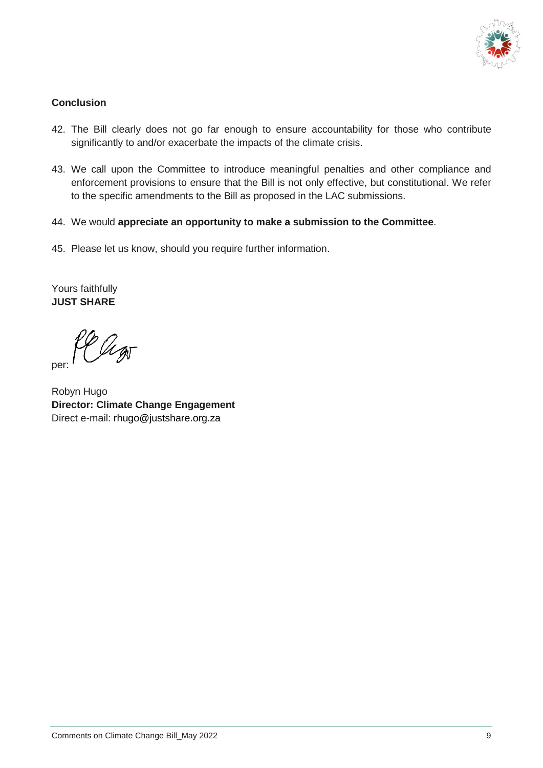**Conclusion**

42. The Bill clearly does not go far enough to ensure accountability for those who contribute significantly to and/or exacerbate the impacts of the climate crisis.

43. We call upon the Committee to introduce meaningful penalties and other compliance and enforcement provisions to ensure that the Bill is not only effective, but constitutional. We refer to the specific amendments to the Bill as proposed in the LAC submissions.

44. We would **appreciate an opportunity to make a submission to the Committee**.

45. Please let us know, should you require further information.

Yours faithfully
**JUST SHARE**

per:

Robyn Hugo
**Director: Climate Change Engagement**
Direct e-mail: rhugo@justshare.org.za